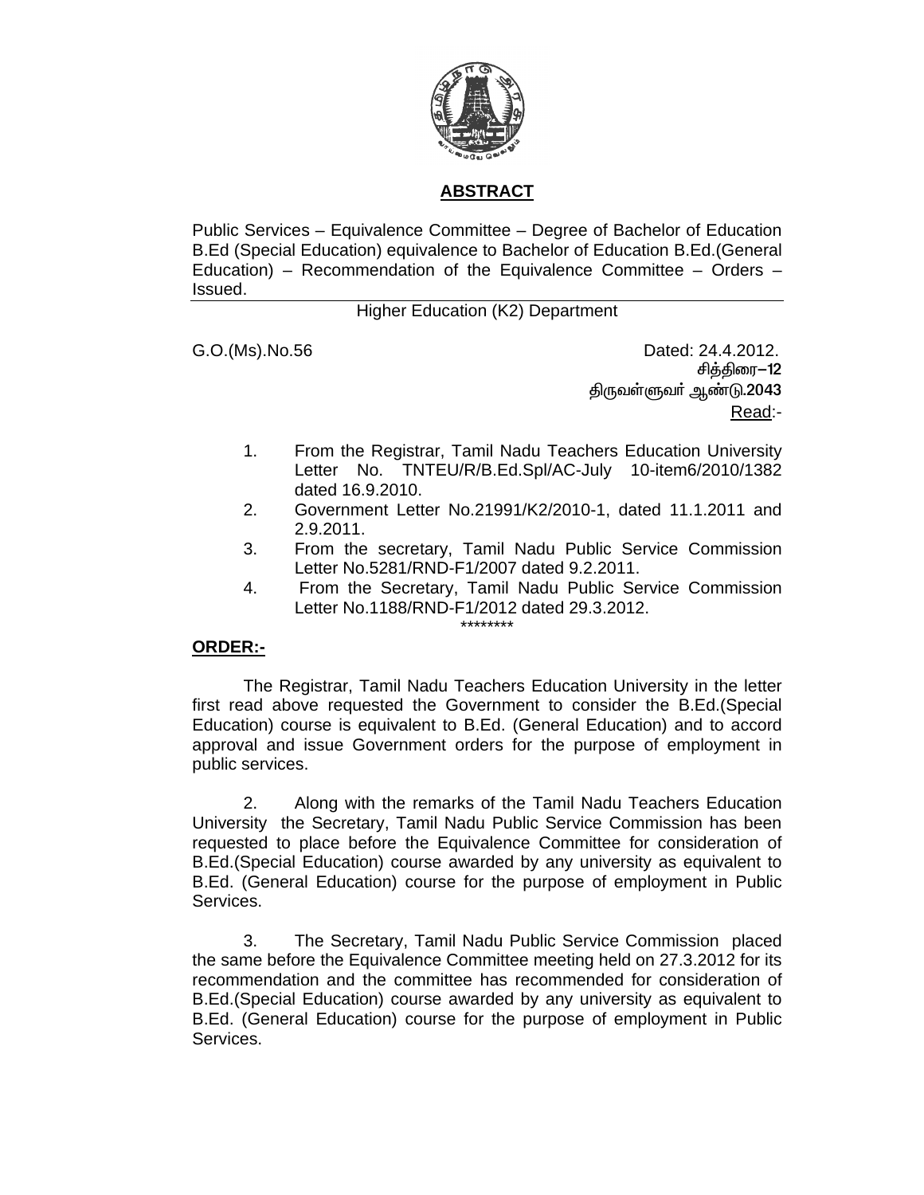## ABSTRACT

Public Services – Equivalence Committee – Degree of Bachelor of Education B.Ed (Special Education) equivalence to Bachelor of Education B.Ed.(General Education) – Recommendation of the Equivalence Committee – Orders – Issued.

Higher Education (K2) Department

G.O.(Ms).No.56 Dated: 24.4.2012.
சித்திரை–12
திருவள்ளுவர் ஆண்டு.2043

Read:-

1. From the Registrar, Tamil Nadu Teachers Education University Letter No. TNTEU/R/B.Ed.Spl/AC-July 10-item6/2010/1382 dated 16.9.2010.
2. Government Letter No.21991/K2/2010-1, dated 11.1.2011 and 2.9.2011.
3. From the secretary, Tamil Nadu Public Service Commission Letter No.5281/RND-F1/2007 dated 9.2.2011.
4. From the Secretary, Tamil Nadu Public Service Commission Letter No.1188/RND-F1/2012 dated 29.3.2012.

********

**ORDER:-**

The Registrar, Tamil Nadu Teachers Education University in the letter first read above requested the Government to consider the B.Ed.(Special Education) course is equivalent to B.Ed. (General Education) and to accord approval and issue Government orders for the purpose of employment in public services.

2. Along with the remarks of the Tamil Nadu Teachers Education University the Secretary, Tamil Nadu Public Service Commission has been requested to place before the Equivalence Committee for consideration of B.Ed.(Special Education) course awarded by any university as equivalent to B.Ed. (General Education) course for the purpose of employment in Public Services.

3. The Secretary, Tamil Nadu Public Service Commission placed the same before the Equivalence Committee meeting held on 27.3.2012 for its recommendation and the committee has recommended for consideration of B.Ed.(Special Education) course awarded by any university as equivalent to B.Ed. (General Education) course for the purpose of employment in Public Services.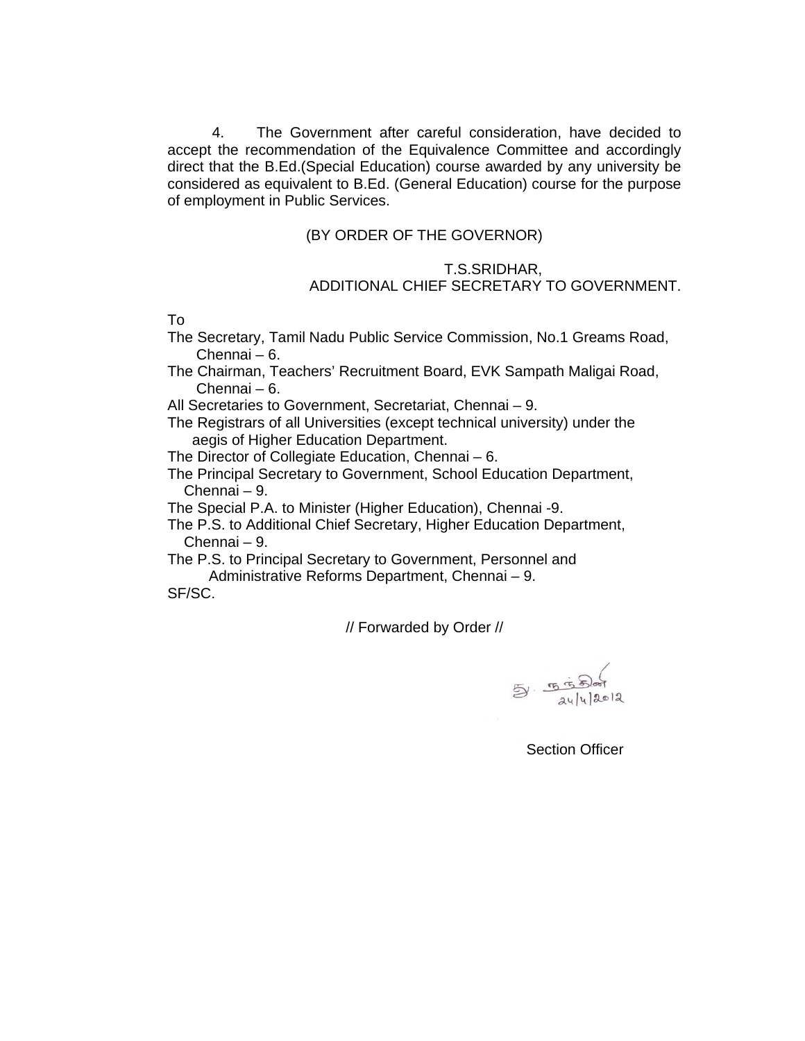4. The Government after careful consideration, have decided to accept the recommendation of the Equivalence Committee and accordingly direct that the B.Ed.(Special Education) course awarded by any university be considered as equivalent to B.Ed. (General Education) course for the purpose of employment in Public Services.

(BY ORDER OF THE GOVERNOR)

T.S.SRIDHAR,
ADDITIONAL CHIEF SECRETARY TO GOVERNMENT.

To
The Secretary, Tamil Nadu Public Service Commission, No.1 Greams Road, Chennai – 6.
The Chairman, Teachers' Recruitment Board, EVK Sampath Maligai Road, Chennai – 6.
All Secretaries to Government, Secretariat, Chennai – 9.
The Registrars of all Universities (except technical university) under the aegis of Higher Education Department.
The Director of Collegiate Education, Chennai – 6.
The Principal Secretary to Government, School Education Department, Chennai – 9.
The Special P.A. to Minister (Higher Education), Chennai -9.
The P.S. to Additional Chief Secretary, Higher Education Department, Chennai – 9.
The P.S. to Principal Secretary to Government, Personnel and Administrative Reforms Department, Chennai – 9.
SF/SC.

// Forwarded by Order //

24/4/2012

Section Officer